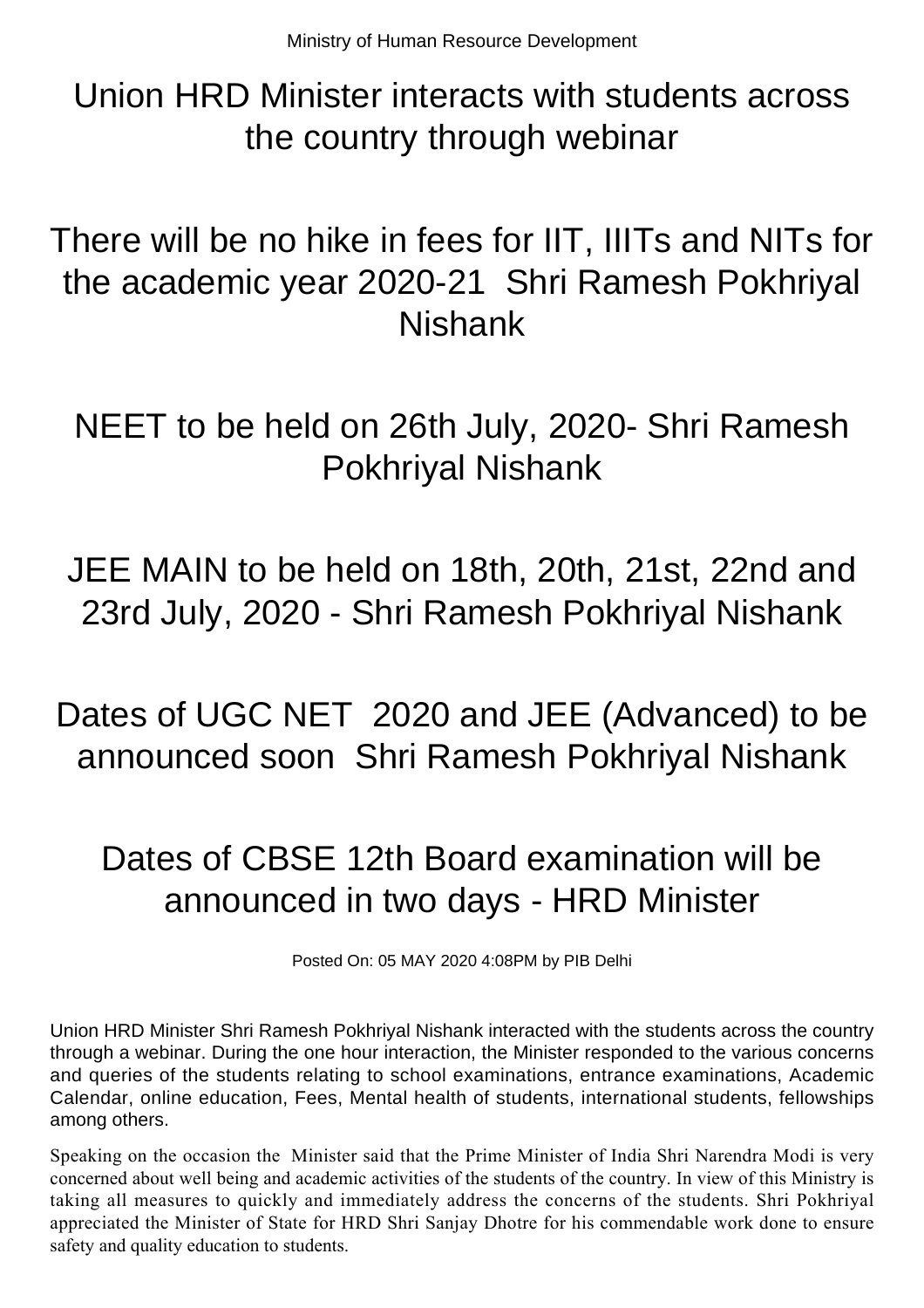Ministry of Human Resource Development

# Union HRD Minister interacts with students across the country through webinar

# There will be no hike in fees for IIT, IIITs and NITs for the academic year 2020-21 Shri Ramesh Pokhriyal Nishank

# NEET to be held on 26th July, 2020- Shri Ramesh Pokhriyal Nishank

# JEE MAIN to be held on 18th, 20th, 21st, 22nd and 23rd July, 2020 - Shri Ramesh Pokhriyal Nishank

# Dates of UGC NET 2020 and JEE (Advanced) to be announced soon Shri Ramesh Pokhriyal Nishank

# Dates of CBSE 12th Board examination will be announced in two days - HRD Minister

Posted On: 05 MAY 2020 4:08PM by PIB Delhi

Union HRD Minister Shri Ramesh Pokhriyal Nishank interacted with the students across the country through a webinar. During the one hour interaction, the Minister responded to the various concerns and queries of the students relating to school examinations, entrance examinations, Academic Calendar, online education, Fees, Mental health of students, international students, fellowships among others.

Speaking on the occasion the Minister said that the Prime Minister of India Shri Narendra Modi is very concerned about well being and academic activities of the students of the country. In view of this Ministry is taking all measures to quickly and immediately address the concerns of the students. Shri Pokhriyal appreciated the Minister of State for HRD Shri Sanjay Dhotre for his commendable work done to ensure safety and quality education to students.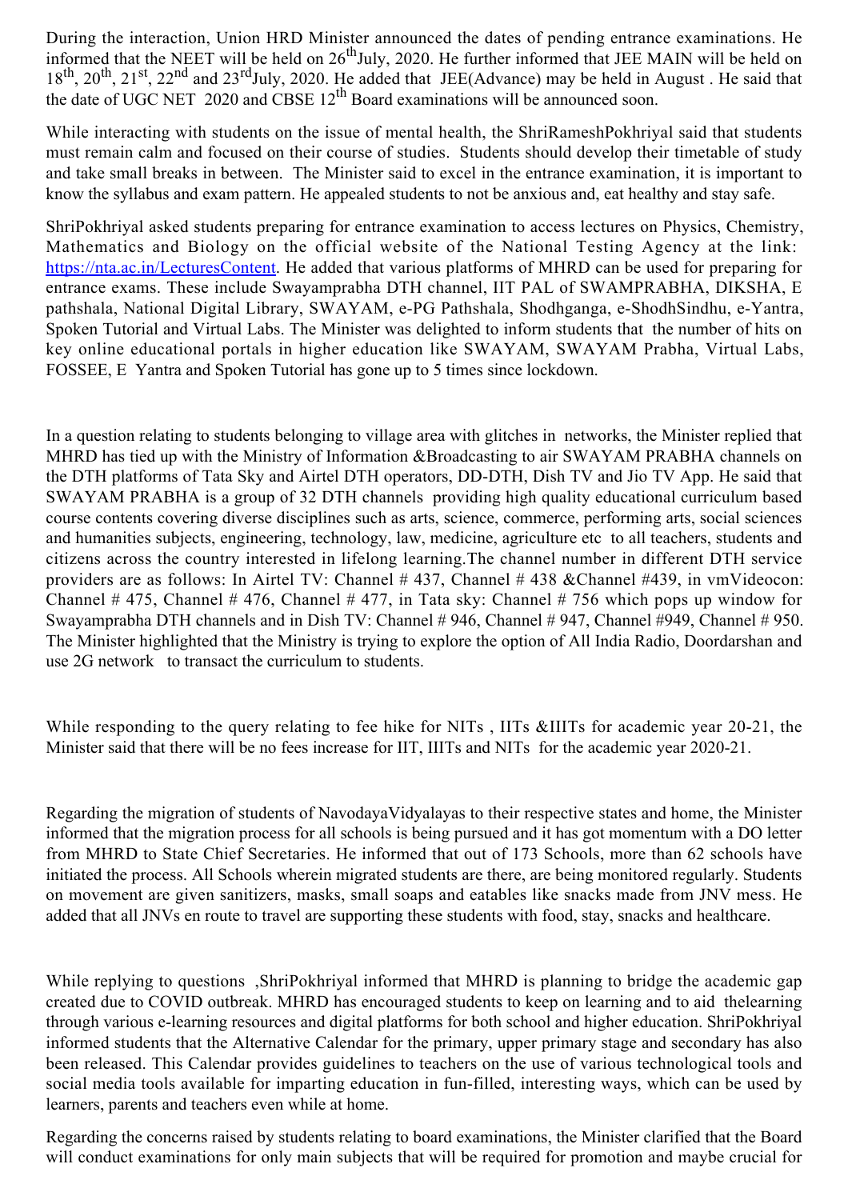During the interaction, Union HRD Minister announced the dates of pending entrance examinations. He informed that the NEET will be held on 26thJuly, 2020. He further informed that JEE MAIN will be held on 18th, 20th, 21st, 22nd and 23rdJuly, 2020. He added that JEE(Advance) may be held in August . He said that the date of UGC NET 2020 and CBSE 12th Board examinations will be announced soon.

While interacting with students on the issue of mental health, the ShriRameshPokhriyal said that students must remain calm and focused on their course of studies. Students should develop their timetable of study and take small breaks in between. The Minister said to excel in the entrance examination, it is important to know the syllabus and exam pattern. He appealed students to not be anxious and, eat healthy and stay safe.

ShriPokhriyal asked students preparing for entrance examination to access lectures on Physics, Chemistry, Mathematics and Biology on the official website of the National Testing Agency at the link: [https://nta.ac.in/LecturesContent](https://nta.ac.in/LecturesContent). He added that various platforms of MHRD can be used for preparing for entrance exams. These include Swayamprabha DTH channel, IIT PAL of SWAMPRABHA, DIKSHA, E pathshala, National Digital Library, SWAYAM, e-PG Pathshala, Shodhganga, e-ShodhSindhu, e-Yantra, Spoken Tutorial and Virtual Labs. The Minister was delighted to inform students that the number of hits on key online educational portals in higher education like SWAYAM, SWAYAM Prabha, Virtual Labs, FOSSEE, E Yantra and Spoken Tutorial has gone up to 5 times since lockdown.

In a question relating to students belonging to village area with glitches in networks, the Minister replied that MHRD has tied up with the Ministry of Information &Broadcasting to air SWAYAM PRABHA channels on the DTH platforms of Tata Sky and Airtel DTH operators, DD-DTH, Dish TV and Jio TV App. He said that SWAYAM PRABHA is a group of 32 DTH channels providing high quality educational curriculum based course contents covering diverse disciplines such as arts, science, commerce, performing arts, social sciences and humanities subjects, engineering, technology, law, medicine, agriculture etc to all teachers, students and citizens across the country interested in lifelong learning.The channel number in different DTH service providers are as follows: In Airtel TV: Channel # 437, Channel # 438 &Channel #439, in vmVideocon: Channel # 475, Channel # 476, Channel # 477, in Tata sky: Channel # 756 which pops up window for Swayamprabha DTH channels and in Dish TV: Channel # 946, Channel # 947, Channel #949, Channel # 950. The Minister highlighted that the Ministry is trying to explore the option of All India Radio, Doordarshan and use 2G network to transact the curriculum to students.

While responding to the query relating to fee hike for NITs , IITs &IIITs for academic year 20-21, the Minister said that there will be no fees increase for IIT, IIITs and NITs for the academic year 2020-21.

Regarding the migration of students of NavodayaVidyalayas to their respective states and home, the Minister informed that the migration process for all schools is being pursued and it has got momentum with a DO letter from MHRD to State Chief Secretaries. He informed that out of 173 Schools, more than 62 schools have initiated the process. All Schools wherein migrated students are there, are being monitored regularly. Students on movement are given sanitizers, masks, small soaps and eatables like snacks made from JNV mess. He added that all JNVs en route to travel are supporting these students with food, stay, snacks and healthcare.

While replying to questions ,ShriPokhriyal informed that MHRD is planning to bridge the academic gap created due to COVID outbreak. MHRD has encouraged students to keep on learning and to aid thelearning through various e-learning resources and digital platforms for both school and higher education. ShriPokhriyal informed students that the Alternative Calendar for the primary, upper primary stage and secondary has also been released. This Calendar provides guidelines to teachers on the use of various technological tools and social media tools available for imparting education in fun-filled, interesting ways, which can be used by learners, parents and teachers even while at home.

Regarding the concerns raised by students relating to board examinations, the Minister clarified that the Board will conduct examinations for only main subjects that will be required for promotion and maybe crucial for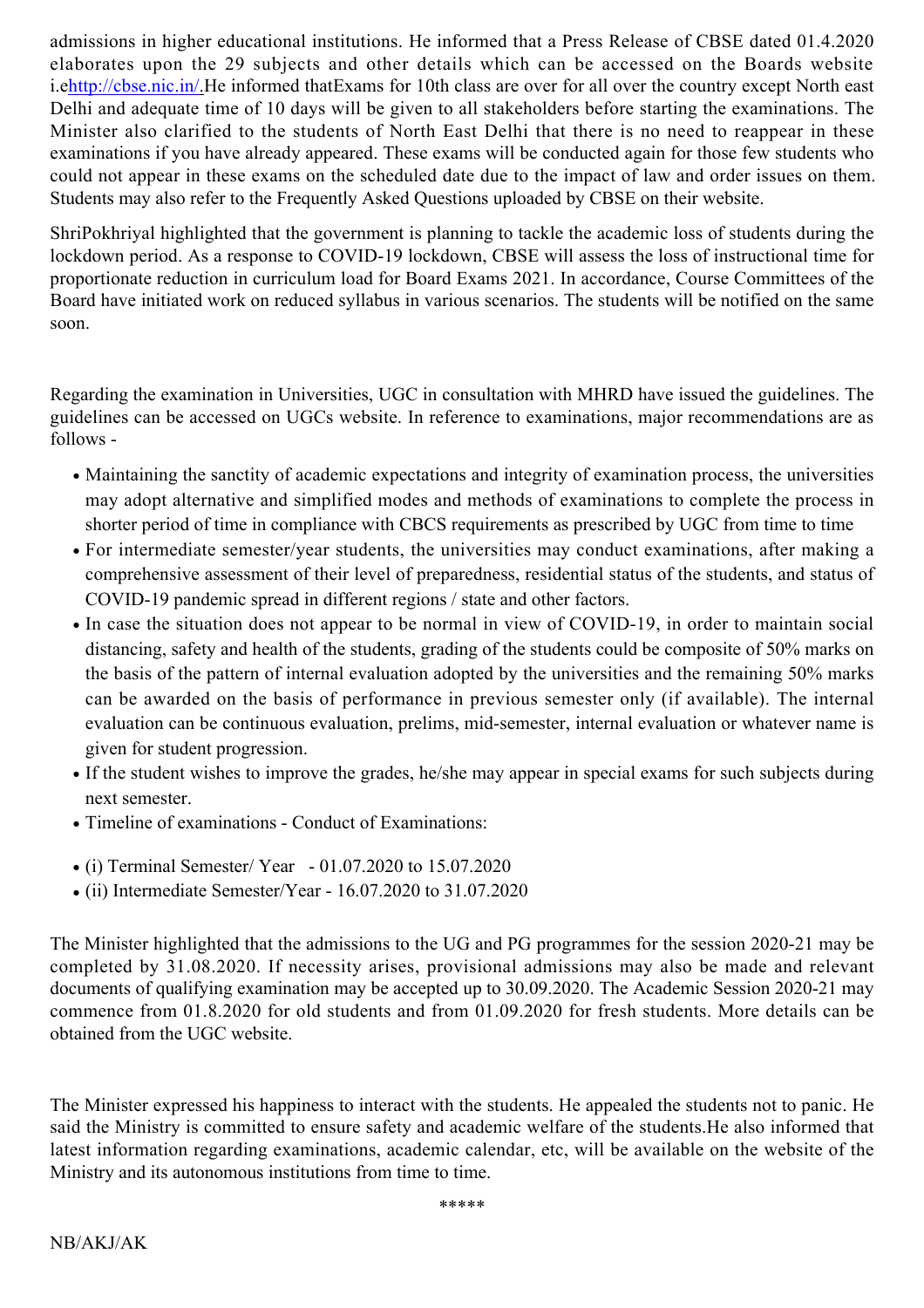admissions in higher educational institutions. He informed that a Press Release of CBSE dated 01.4.2020 elaborates upon the 29 subjects and other details which can be accessed on the Boards website i.ehttp://cbse.nic.in/.He informed thatExams for 10th class are over for all over the country except North east Delhi and adequate time of 10 days will be given to all stakeholders before starting the examinations. The Minister also clarified to the students of North East Delhi that there is no need to reappear in these examinations if you have already appeared. These exams will be conducted again for those few students who could not appear in these exams on the scheduled date due to the impact of law and order issues on them. Students may also refer to the Frequently Asked Questions uploaded by CBSE on their website.

ShriPokhriyal highlighted that the government is planning to tackle the academic loss of students during the lockdown period. As a response to COVID-19 lockdown, CBSE will assess the loss of instructional time for proportionate reduction in curriculum load for Board Exams 2021. In accordance, Course Committees of the Board have initiated work on reduced syllabus in various scenarios. The students will be notified on the same soon.

Regarding the examination in Universities, UGC in consultation with MHRD have issued the guidelines. The guidelines can be accessed on UGCs website. In reference to examinations, major recommendations are as follows -

- Maintaining the sanctity of academic expectations and integrity of examination process, the universities may adopt alternative and simplified modes and methods of examinations to complete the process in shorter period of time in compliance with CBCS requirements as prescribed by UGC from time to time
- For intermediate semester/year students, the universities may conduct examinations, after making a comprehensive assessment of their level of preparedness, residential status of the students, and status of COVID-19 pandemic spread in different regions / state and other factors.
- In case the situation does not appear to be normal in view of COVID-19, in order to maintain social distancing, safety and health of the students, grading of the students could be composite of 50% marks on the basis of the pattern of internal evaluation adopted by the universities and the remaining 50% marks can be awarded on the basis of performance in previous semester only (if available). The internal evaluation can be continuous evaluation, prelims, mid-semester, internal evaluation or whatever name is given for student progression.
- If the student wishes to improve the grades, he/she may appear in special exams for such subjects during next semester.
- Timeline of examinations - Conduct of Examinations:

- (i) Terminal Semester/ Year - 01.07.2020 to 15.07.2020
- (ii) Intermediate Semester/Year - 16.07.2020 to 31.07.2020

The Minister highlighted that the admissions to the UG and PG programmes for the session 2020-21 may be completed by 31.08.2020. If necessity arises, provisional admissions may also be made and relevant documents of qualifying examination may be accepted up to 30.09.2020. The Academic Session 2020-21 may commence from 01.8.2020 for old students and from 01.09.2020 for fresh students. More details can be obtained from the UGC website.

The Minister expressed his happiness to interact with the students. He appealed the students not to panic. He said the Ministry is committed to ensure safety and academic welfare of the students.He also informed that latest information regarding examinations, academic calendar, etc, will be available on the website of the Ministry and its autonomous institutions from time to time.

*****

NB/AKJ/AK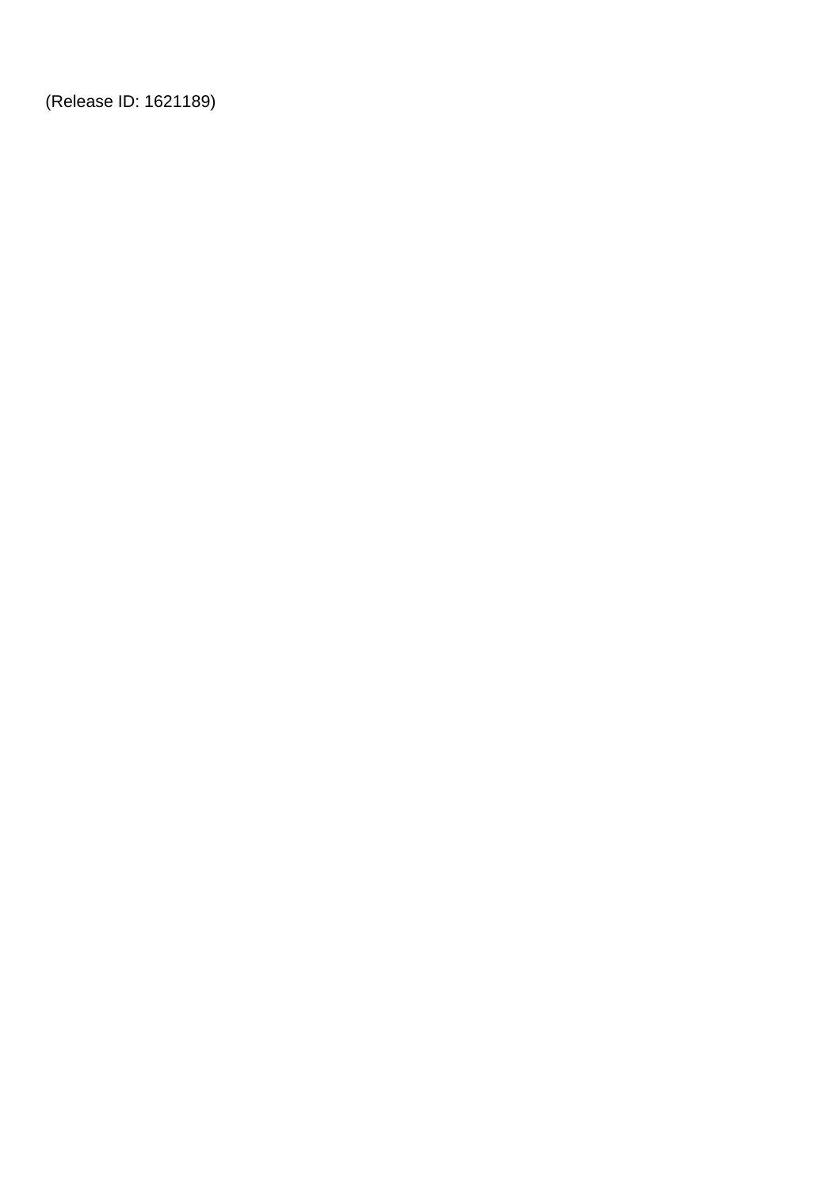(Release ID: 1621189)